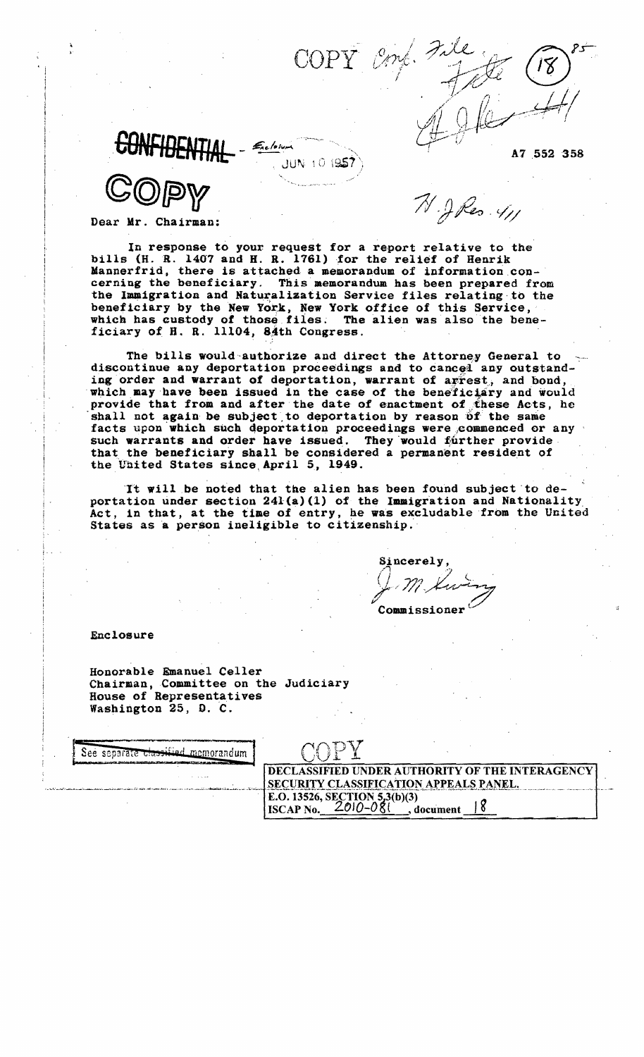COPY Conf. File File (18) 85

A7 552 358

~~CONFIDENTIAL~~ - Enclosure

JUN 10 1957

COPY

H. J Res. 411

Dear Mr. Chairman:

In response to your request for a report relative to the bills (H. R. 1407 and H. R. 1761) for the relief of Henrik Mannerfrid, there is attached a memorandum of information concerning the beneficiary. This memorandum has been prepared from the Immigration and Naturalization Service files relating to the beneficiary by the New York, New York office of this Service, which has custody of those files. The alien was also the beneficiary of H. R. 11104, 84th Congress.

The bills would authorize and direct the Attorney General to discontinue any deportation proceedings and to cancel any outstanding order and warrant of deportation, warrant of arrest, and bond, which may have been issued in the case of the beneficiary and would provide that from and after the date of enactment of these Acts, he shall not again be subject to deportation by reason of the same facts upon which such deportation proceedings were commenced or any such warrants and order have issued. They would further provide that the beneficiary shall be considered a permanent resident of the United States since April 5, 1949.

It will be noted that the alien has been found subject to deportation under section 241(a)(1) of the Immigration and Nationality Act, in that, at the time of entry, he was excludable from the United States as a person ineligible to citizenship.

Sincerely,

J. M. Swing

Commissioner

Enclosure

Honorable Emanuel Celler
Chairman, Committee on the Judiciary
House of Representatives
Washington 25, D. C.

See separate ~~classified~~ memorandum

COPY

DECLASSIFIED UNDER AUTHORITY OF THE INTERAGENCY SECURITY CLASSIFICATION APPEALS PANEL.
E.O. 13526, SECTION 5.3(b)(3)
ISCAP No. 2010-081, document 18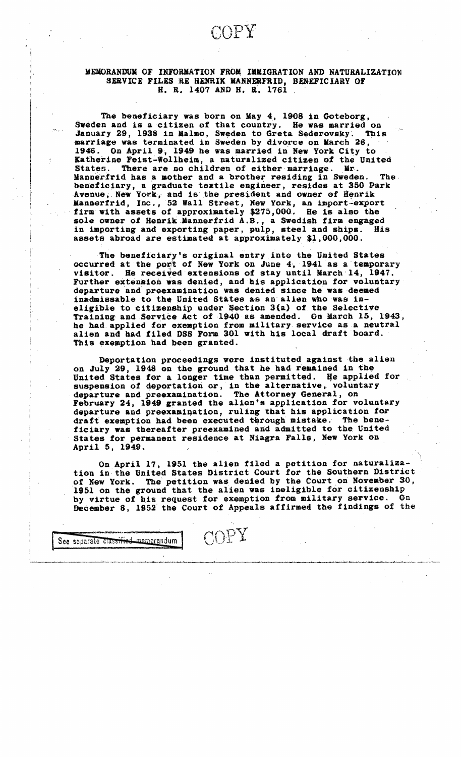COPY

MEMORANDUM OF INFORMATION FROM IMMIGRATION AND NATURALIZATION SERVICE FILES RE HENRIK MANNERFRID, BENEFICIARY OF H. R. 1407 AND H. R. 1761

The beneficiary was born on May 4, 1908 in Goteborg, Sweden and is a citizen of that country. He was married on January 29, 1938 in Malmo, Sweden to Greta Sederovsky. This marriage was terminated in Sweden by divorce on March 26, 1946. On April 9, 1949 he was married in New York City to Katherine Feist-Wollheim, a naturalized citizen of the United States. There are no children of either marriage. Mr. Mannerfrid has a mother and a brother residing in Sweden. The beneficiary, a graduate textile engineer, resides at 350 Park Avenue, New York, and is the president and owner of Henrik Mannerfrid, Inc., 52 Wall Street, New York, an import-export firm with assets of approximately $275,000. He is also the sole owner of Henrik Mannerfrid A.B., a Swedish firm engaged in importing and exporting paper, pulp, steel and ships. His assets abroad are estimated at approximately $1,000,000.

The beneficiary's original entry into the United States occurred at the port of New York on June 4, 1941 as a temporary visitor. He received extensions of stay until March 14, 1947. Further extension was denied, and his application for voluntary departure and preexamination was denied since he was deemed inadmissable to the United States as an alien who was ineligible to citizenship under Section 3(a) of the Selective Training and Service Act of 1940 as amended. On March 15, 1943, he had applied for exemption from military service as a neutral alien and had filed DSS Form 301 with his local draft board. This exemption had been granted.

Deportation proceedings were instituted against the alien on July 29, 1948 on the ground that he had remained in the United States for a longer time than permitted. He applied for suspension of deportation or, in the alternative, voluntary departure and preexamination. The Attorney General, on February 24, 1949 granted the alien's application for voluntary departure and preexamination, ruling that his application for draft exemption had been executed through mistake. The beneficiary was thereafter preexamined and admitted to the United States for permanent residence at Niagra Falls, New York on April 5, 1949.

On April 17, 1951 the alien filed a petition for naturalization in the United States District Court for the Southern District of New York. The petition was denied by the Court on November 30, 1951 on the ground that the alien was ineligible for citizenship by virtue of his request for exemption from military service. On December 8, 1952 the Court of Appeals affirmed the findings of the

See separate classified memorandum

COPY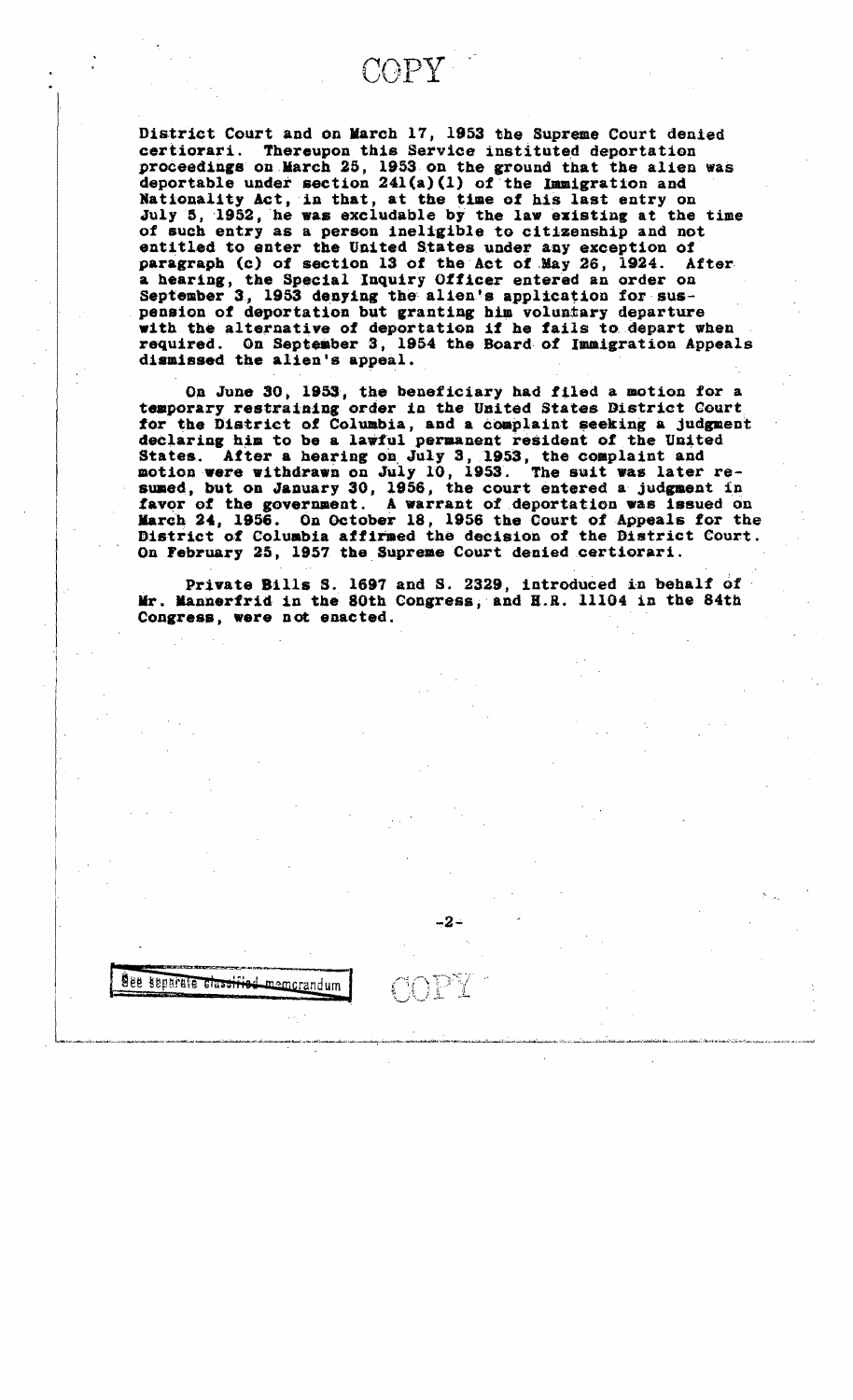COPY

District Court and on March 17, 1953 the Supreme Court denied certiorari. Thereupon this Service instituted deportation proceedings on March 25, 1953 on the ground that the alien was deportable under section 241(a)(1) of the Immigration and Nationality Act, in that, at the time of his last entry on July 5, 1952, he was excludable by the law existing at the time of such entry as a person ineligible to citizenship and not entitled to enter the United States under any exception of paragraph (c) of section 13 of the Act of May 26, 1924. After a hearing, the Special Inquiry Officer entered an order on September 3, 1953 denying the alien's application for suspension of deportation but granting him voluntary departure with the alternative of deportation if he fails to depart when required. On September 3, 1954 the Board of Immigration Appeals dismissed the alien's appeal.

On June 30, 1953, the beneficiary had filed a motion for a temporary restraining order in the United States District Court for the District of Columbia, and a complaint seeking a judgment declaring him to be a lawful permanent resident of the United States. After a hearing on July 3, 1953, the complaint and motion were withdrawn on July 10, 1953. The suit was later resumed, but on January 30, 1956, the court entered a judgment in favor of the government. A warrant of deportation was issued on March 24, 1956. On October 18, 1956 the Court of Appeals for the District of Columbia affirmed the decision of the District Court. On February 25, 1957 the Supreme Court denied certiorari.

Private Bills S. 1697 and S. 2329, introduced in behalf of Mr. Mannerfrid in the 80th Congress, and H.R. 11104 in the 84th Congress, were not enacted.

See separate classified memorandum

COPY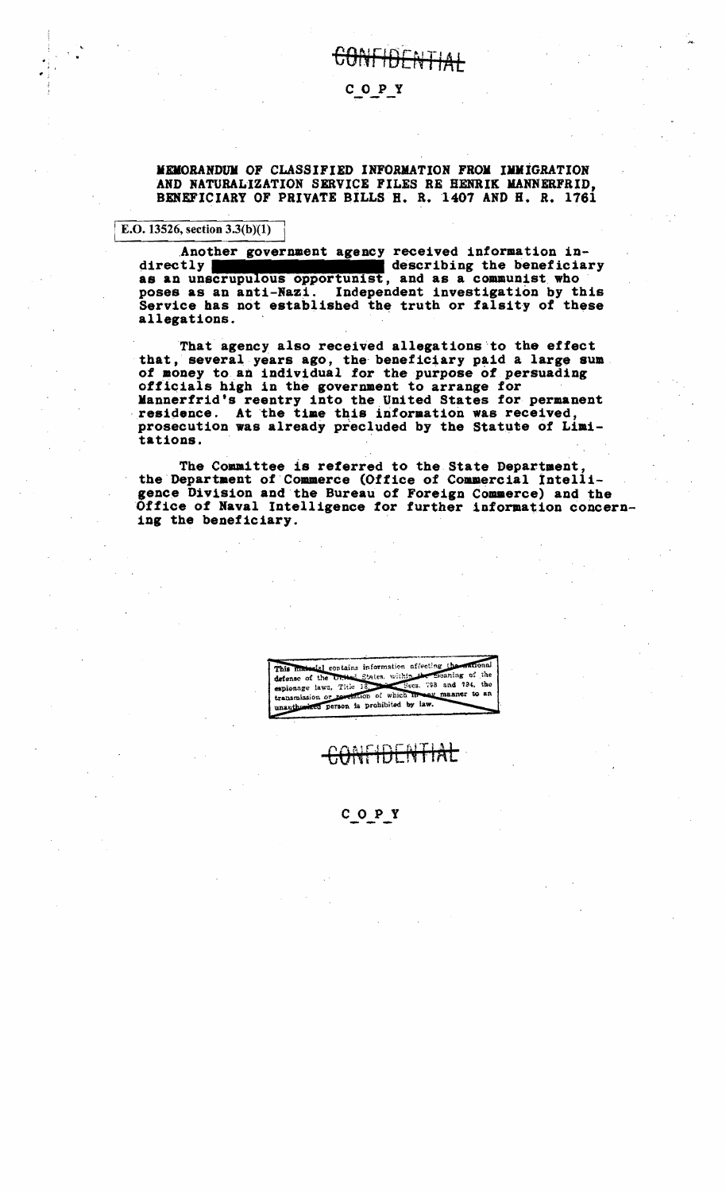~~CONFIDENTIAL~~

C O P Y

**MEMORANDUM OF CLASSIFIED INFORMATION FROM IMMIGRATION AND NATURALIZATION SERVICE FILES RE HENRIK MANNERFRID, BENEFICIARY OF PRIVATE BILLS H. R. 1407 AND H. R. 1761**

E.O. 13526, section 3.3(b)(1)

Another government agency received information indirectly ████████████ describing the beneficiary as an unscrupulous opportunist, and as a communist who poses as an anti-Nazi. Independent investigation by this Service has not established the truth or falsity of these allegations.

That agency also received allegations to the effect that, several years ago, the beneficiary paid a large sum of money to an individual for the purpose of persuading officials high in the government to arrange for Mannerfrid's reentry into the United States for permanent residence. At the time this information was received, prosecution was already precluded by the Statute of Limitations.

The Committee is referred to the State Department, the Department of Commerce (Office of Commercial Intelligence Division and the Bureau of Foreign Commerce) and the Office of Naval Intelligence for further information concerning the beneficiary.

~~This material contains information affecting the national defense of the United States within the meaning of the espionage laws, Title 18, U.S.C., Secs. 793 and 794, the transmission or revelation of which in any manner to an unauthorized person is prohibited by law.~~

~~CONFIDENTIAL~~

C O P Y